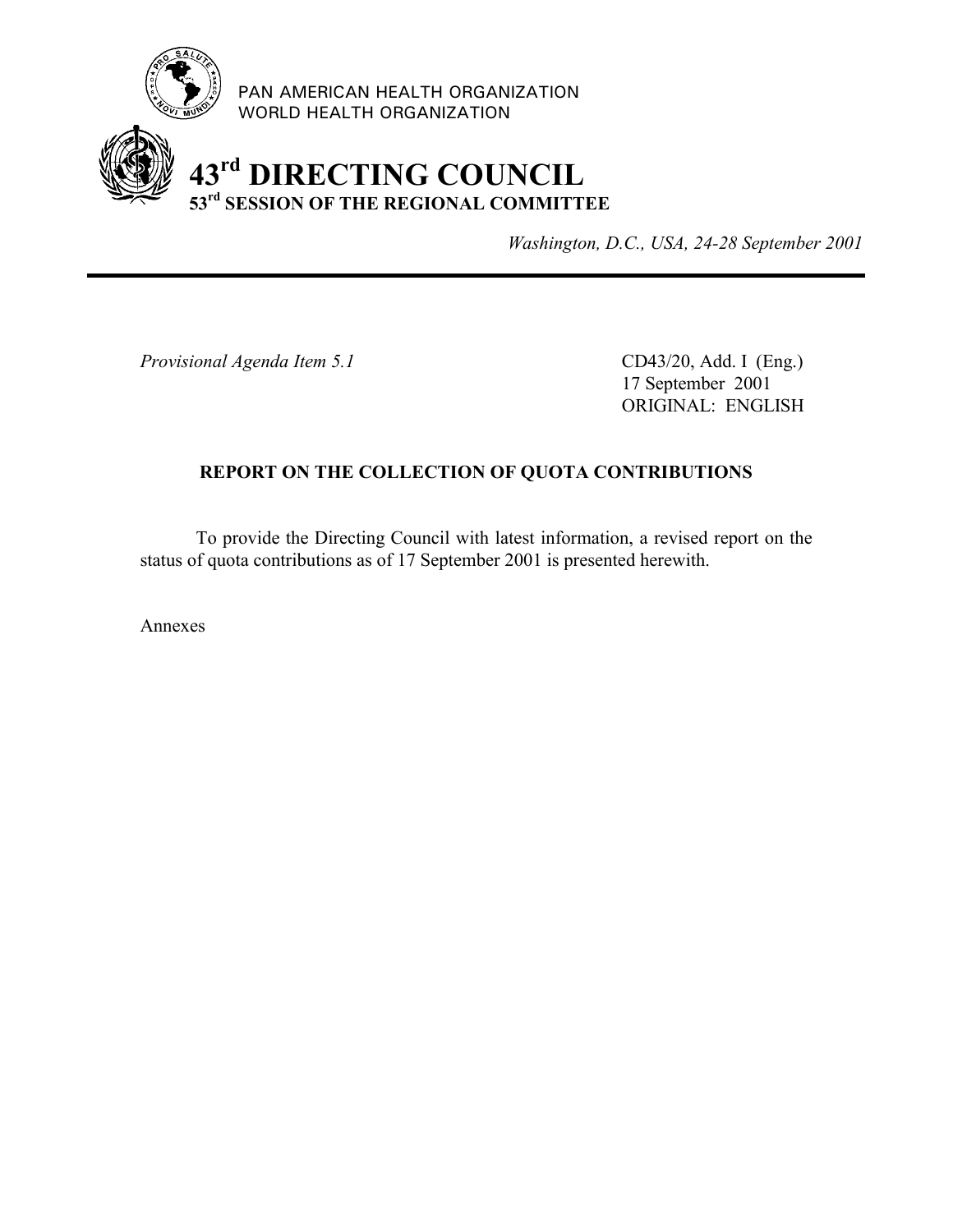PAN AMERICAN HEALTH ORGANIZATION
WORLD HEALTH ORGANIZATION

# 43rd DIRECTING COUNCIL
## 53rd SESSION OF THE REGIONAL COMMITTEE

*Washington, D.C., USA, 24-28 September 2001*

---

*Provisional Agenda Item 5.1*

CD43/20, Add. I (Eng.)
17 September 2001
ORIGINAL: ENGLISH

### REPORT ON THE COLLECTION OF QUOTA CONTRIBUTIONS

To provide the Directing Council with latest information, a revised report on the status of quota contributions as of 17 September 2001 is presented herewith.

Annexes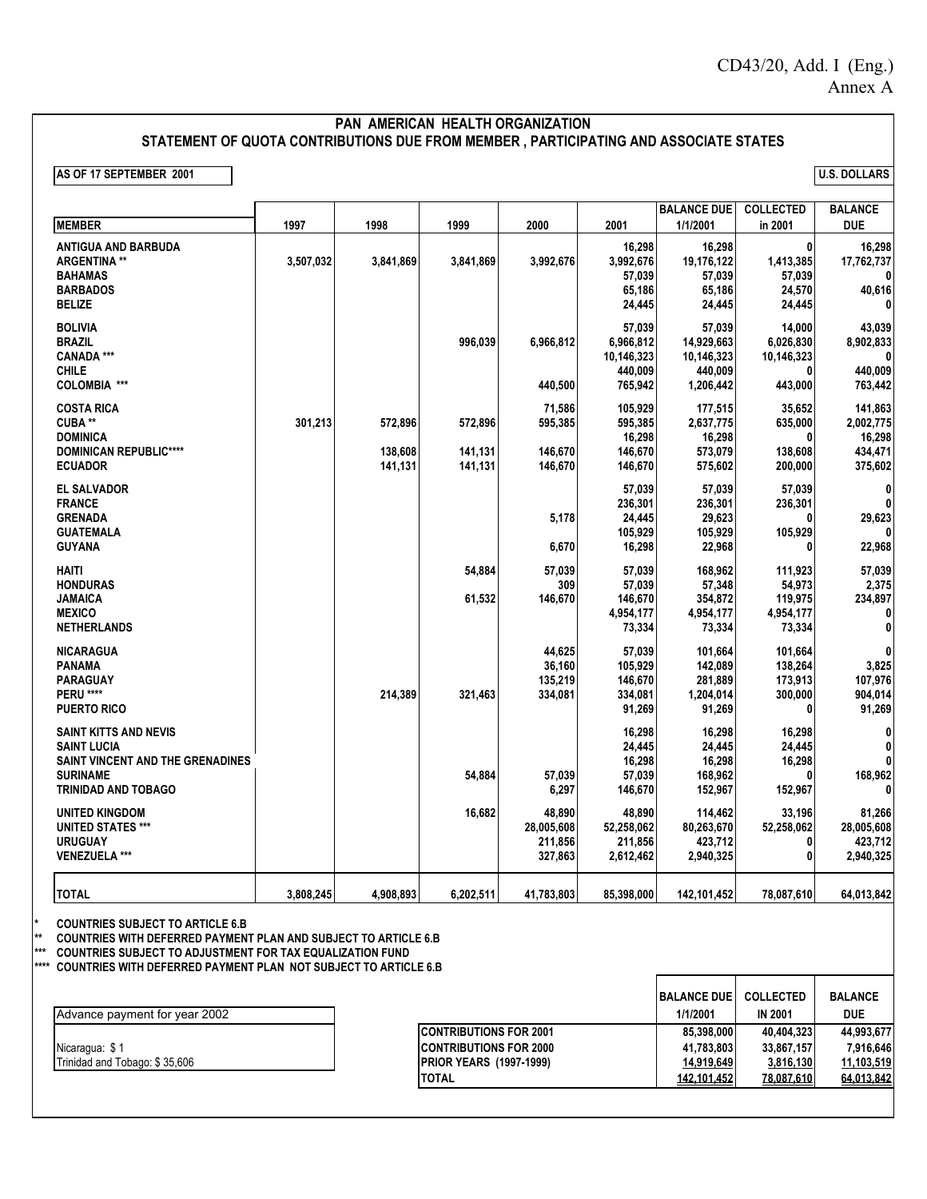CD43/20, Add. I (Eng.)
Annex A

## PAN AMERICAN HEALTH ORGANIZATION
## STATEMENT OF QUOTA CONTRIBUTIONS DUE FROM MEMBER , PARTICIPATING AND ASSOCIATE STATES

**AS OF 17 SEPTEMBER 2001** — **U.S. DOLLARS**

| MEMBER | 1997 | 1998 | 1999 | 2000 | 2001 | BALANCE DUE 1/1/2001 | COLLECTED in 2001 | BALANCE DUE |
|---|---|---|---|---|---|---|---|---|
| ANTIGUA AND BARBUDA | | | | | 16,298 | 16,298 | 0 | 16,298 |
| ARGENTINA ** | 3,507,032 | 3,841,869 | 3,841,869 | 3,992,676 | 3,992,676 | 19,176,122 | 1,413,385 | 17,762,737 |
| BAHAMAS | | | | | 57,039 | 57,039 | 57,039 | 0 |
| BARBADOS | | | | | 65,186 | 65,186 | 24,570 | 40,616 |
| BELIZE | | | | | 24,445 | 24,445 | 24,445 | 0 |
| BOLIVIA | | | | | 57,039 | 57,039 | 14,000 | 43,039 |
| BRAZIL | | | 996,039 | 6,966,812 | 6,966,812 | 14,929,663 | 6,026,830 | 8,902,833 |
| CANADA *** | | | | | 10,146,323 | 10,146,323 | 10,146,323 | 0 |
| CHILE | | | | | 440,009 | 440,009 | 0 | 440,009 |
| COLOMBIA *** | | | | 440,500 | 765,942 | 1,206,442 | 443,000 | 763,442 |
| COSTA RICA | | | | 71,586 | 105,929 | 177,515 | 35,652 | 141,863 |
| CUBA ** | 301,213 | 572,896 | 572,896 | 595,385 | 595,385 | 2,637,775 | 635,000 | 2,002,775 |
| DOMINICA | | | | | 16,298 | 16,298 | 0 | 16,298 |
| DOMINICAN REPUBLIC**** | | 138,608 | 141,131 | 146,670 | 146,670 | 573,079 | 138,608 | 434,471 |
| ECUADOR | | 141,131 | 141,131 | 146,670 | 146,670 | 575,602 | 200,000 | 375,602 |
| EL SALVADOR | | | | | 57,039 | 57,039 | 57,039 | 0 |
| FRANCE | | | | | 236,301 | 236,301 | 236,301 | 0 |
| GRENADA | | | | 5,178 | 24,445 | 29,623 | 0 | 29,623 |
| GUATEMALA | | | | | 105,929 | 105,929 | 105,929 | 0 |
| GUYANA | | | | 6,670 | 16,298 | 22,968 | 0 | 22,968 |
| HAITI | | | 54,884 | 57,039 | 57,039 | 168,962 | 111,923 | 57,039 |
| HONDURAS | | | | 309 | 57,039 | 57,348 | 54,973 | 2,375 |
| JAMAICA | | | 61,532 | 146,670 | 146,670 | 354,872 | 119,975 | 234,897 |
| MEXICO | | | | | 4,954,177 | 4,954,177 | 4,954,177 | 0 |
| NETHERLANDS | | | | | 73,334 | 73,334 | 73,334 | 0 |
| NICARAGUA | | | | 44,625 | 57,039 | 101,664 | 101,664 | 0 |
| PANAMA | | | | 36,160 | 105,929 | 142,089 | 138,264 | 3,825 |
| PARAGUAY | | | | 135,219 | 146,670 | 281,889 | 173,913 | 107,976 |
| PERU **** | | 214,389 | 321,463 | 334,081 | 334,081 | 1,204,014 | 300,000 | 904,014 |
| PUERTO RICO | | | | | 91,269 | 91,269 | 0 | 91,269 |
| SAINT KITTS AND NEVIS | | | | | 16,298 | 16,298 | 16,298 | 0 |
| SAINT LUCIA | | | | | 24,445 | 24,445 | 24,445 | 0 |
| SAINT VINCENT AND THE GRENADINES | | | | | 16,298 | 16,298 | 16,298 | 0 |
| SURINAME | | | 54,884 | 57,039 | 57,039 | 168,962 | 0 | 168,962 |
| TRINIDAD AND TOBAGO | | | | 6,297 | 146,670 | 152,967 | 152,967 | 0 |
| UNITED KINGDOM | | | 16,682 | 48,890 | 48,890 | 114,462 | 33,196 | 81,266 |
| UNITED STATES *** | | | | 28,005,608 | 52,258,062 | 80,263,670 | 52,258,062 | 28,005,608 |
| URUGUAY | | | | 211,856 | 211,856 | 423,712 | 0 | 423,712 |
| VENEZUELA *** | | | | 327,863 | 2,612,462 | 2,940,325 | 0 | 2,940,325 |
| **TOTAL** | **3,808,245** | **4,908,893** | **6,202,511** | **41,783,803** | **85,398,000** | **142,101,452** | **78,087,610** | **64,013,842** |

\* COUNTRIES SUBJECT TO ARTICLE 6.B
\** COUNTRIES WITH DEFERRED PAYMENT PLAN AND SUBJECT TO ARTICLE 6.B
\*** COUNTRIES SUBJECT TO ADJUSTMENT FOR TAX EQUALIZATION FUND
\**** COUNTRIES WITH DEFERRED PAYMENT PLAN NOT SUBJECT TO ARTICLE 6.B

| Advance payment for year 2002 |
|---|
| Nicaragua: $ 1 |
| Trinidad and Tobago: $ 35,606 |

| | BALANCE DUE 1/1/2001 | COLLECTED IN 2001 | BALANCE DUE |
|---|---|---|---|
| CONTRIBUTIONS FOR 2001 | 85,398,000 | 40,404,323 | 44,993,677 |
| CONTRIBUTIONS FOR 2000 | 41,783,803 | 33,867,157 | 7,916,646 |
| PRIOR YEARS (1997-1999) | 14,919,649 | 3,816,130 | 11,103,519 |
| TOTAL | 142,101,452 | 78,087,610 | 64,013,842 |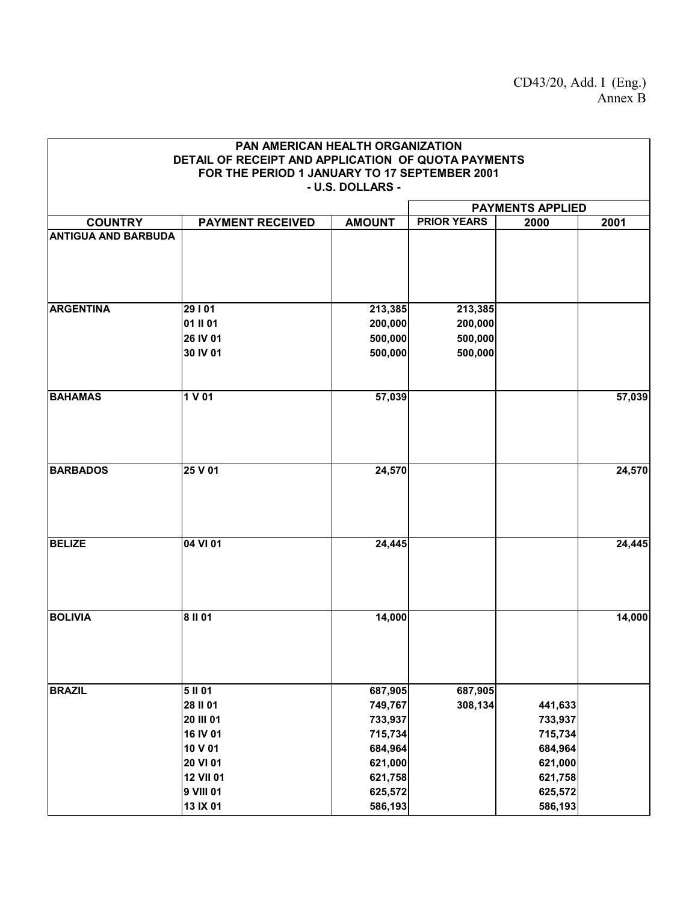CD43/20, Add. I (Eng.)
Annex B

| PAN AMERICAN HEALTH ORGANIZATION<br>DETAIL OF RECEIPT AND APPLICATION OF QUOTA PAYMENTS<br>FOR THE PERIOD 1 JANUARY TO 17 SEPTEMBER 2001<br>- U.S. DOLLARS - | | | | | |
|---|---|---|---|---|---|
| | | | PAYMENTS APPLIED | | |
| COUNTRY | PAYMENT RECEIVED | AMOUNT | PRIOR YEARS | 2000 | 2001 |
| ANTIGUA AND BARBUDA | | | | | |
| ARGENTINA | 29 I 01 | 213,385 | 213,385 | | |
| | 01 II 01 | 200,000 | 200,000 | | |
| | 26 IV 01 | 500,000 | 500,000 | | |
| | 30 IV 01 | 500,000 | 500,000 | | |
| BAHAMAS | 1 V 01 | 57,039 | | | 57,039 |
| BARBADOS | 25 V 01 | 24,570 | | | 24,570 |
| BELIZE | 04 VI 01 | 24,445 | | | 24,445 |
| BOLIVIA | 8 II 01 | 14,000 | | | 14,000 |
| BRAZIL | 5 II 01 | 687,905 | 687,905 | | |
| | 28 II 01 | 749,767 | 308,134 | 441,633 | |
| | 20 III 01 | 733,937 | | 733,937 | |
| | 16 IV 01 | 715,734 | | 715,734 | |
| | 10 V 01 | 684,964 | | 684,964 | |
| | 20 VI 01 | 621,000 | | 621,000 | |
| | 12 VII 01 | 621,758 | | 621,758 | |
| | 9 VIII 01 | 625,572 | | 625,572 | |
| | 13 IX 01 | 586,193 | | 586,193 | |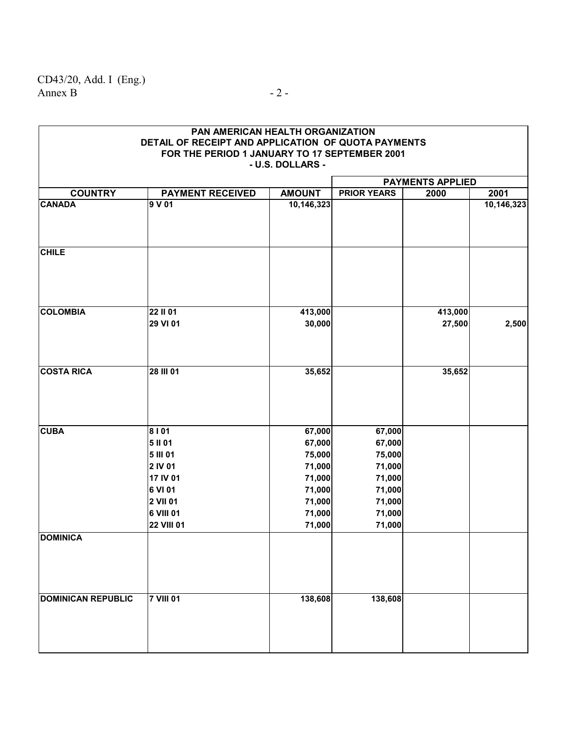| PAN AMERICAN HEALTH ORGANIZATION<br>DETAIL OF RECEIPT AND APPLICATION OF QUOTA PAYMENTS<br>FOR THE PERIOD 1 JANUARY TO 17 SEPTEMBER 2001<br>- U.S. DOLLARS - | | | | | |
|---|---|---|---|---|---|
| | | | **PAYMENTS APPLIED** | | |
| **COUNTRY** | **PAYMENT RECEIVED** | **AMOUNT** | **PRIOR YEARS** | **2000** | **2001** |
| **CANADA** | 9 V 01 | 10,146,323 | | | 10,146,323 |
| **CHILE** | | | | | |
| **COLOMBIA** | 22 II 01 | 413,000 | | 413,000 | |
| | 29 VI 01 | 30,000 | | 27,500 | 2,500 |
| **COSTA RICA** | 28 III 01 | 35,652 | | 35,652 | |
| **CUBA** | 8 I 01 | 67,000 | 67,000 | | |
| | 5 II 01 | 67,000 | 67,000 | | |
| | 5 III 01 | 75,000 | 75,000 | | |
| | 2 IV 01 | 71,000 | 71,000 | | |
| | 17 IV 01 | 71,000 | 71,000 | | |
| | 6 VI 01 | 71,000 | 71,000 | | |
| | 2 VII 01 | 71,000 | 71,000 | | |
| | 6 VIII 01 | 71,000 | 71,000 | | |
| | 22 VIII 01 | 71,000 | 71,000 | | |
| **DOMINICA** | | | | | |
| **DOMINICAN REPUBLIC** | 7 VIII 01 | 138,608 | 138,608 | | |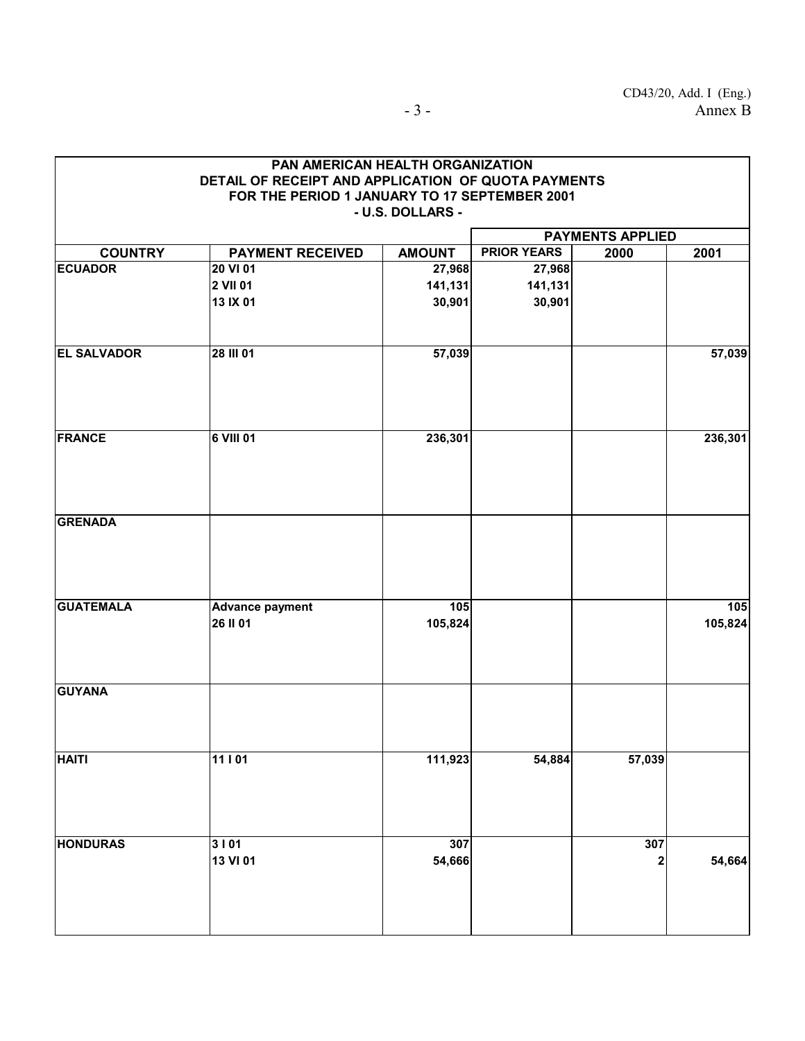| PAN AMERICAN HEALTH ORGANIZATION<br>DETAIL OF RECEIPT AND APPLICATION OF QUOTA PAYMENTS<br>FOR THE PERIOD 1 JANUARY TO 17 SEPTEMBER 2001<br>- U.S. DOLLARS - | | | | | |
|---|---|---|---|---|---|
| | | | PAYMENTS APPLIED | | |
| COUNTRY | PAYMENT RECEIVED | AMOUNT | PRIOR YEARS | 2000 | 2001 |
| ECUADOR | 20 VI 01 | 27,968 | 27,968 | | |
| | 2 VII 01 | 141,131 | 141,131 | | |
| | 13 IX 01 | 30,901 | 30,901 | | |
| EL SALVADOR | 28 III 01 | 57,039 | | | 57,039 |
| FRANCE | 6 VIII 01 | 236,301 | | | 236,301 |
| GRENADA | | | | | |
| GUATEMALA | Advance payment | 105 | | | 105 |
| | 26 II 01 | 105,824 | | | 105,824 |
| GUYANA | | | | | |
| HAITI | 11 I 01 | 111,923 | 54,884 | 57,039 | |
| HONDURAS | 3 I 01 | 307 | | 307 | |
| | 13 VI 01 | 54,666 | | 2 | 54,664 |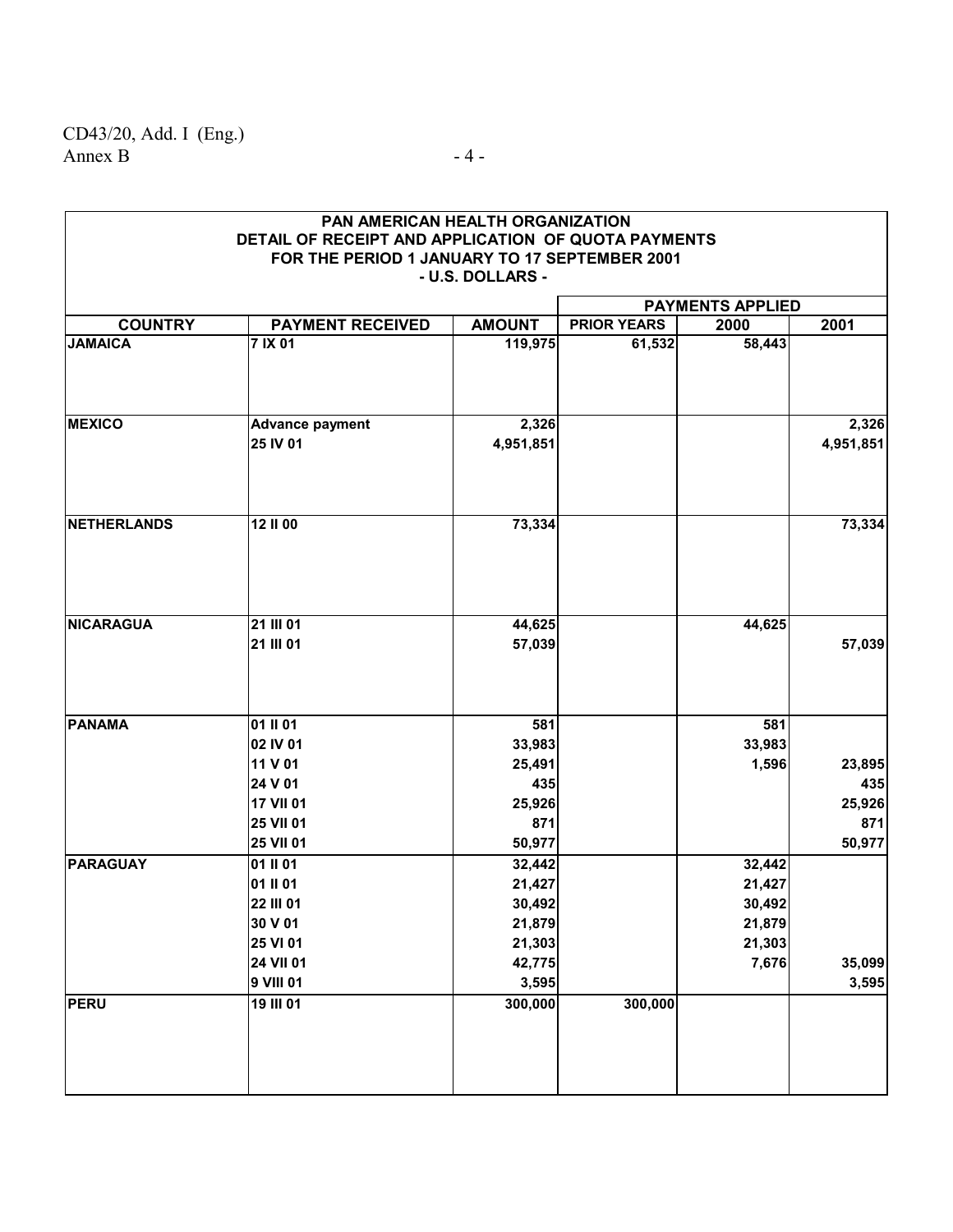PAN AMERICAN HEALTH ORGANIZATION
DETAIL OF RECEIPT AND APPLICATION OF QUOTA PAYMENTS
FOR THE PERIOD 1 JANUARY TO 17 SEPTEMBER 2001
- U.S. DOLLARS -

| COUNTRY | PAYMENT RECEIVED | AMOUNT | PAYMENTS APPLIED | | |
|---|---|---|---|---|---|
| | | | PRIOR YEARS | 2000 | 2001 |
| **JAMAICA** | 7 IX 01 | 119,975 | 61,532 | 58,443 | |
| **MEXICO** | Advance payment | 2,326 | | | 2,326 |
| | 25 IV 01 | 4,951,851 | | | 4,951,851 |
| **NETHERLANDS** | 12 II 00 | 73,334 | | | 73,334 |
| **NICARAGUA** | 21 III 01 | 44,625 | | 44,625 | |
| | 21 III 01 | 57,039 | | | 57,039 |
| **PANAMA** | 01 II 01 | 581 | | 581 | |
| | 02 IV 01 | 33,983 | | 33,983 | |
| | 11 V 01 | 25,491 | | 1,596 | 23,895 |
| | 24 V 01 | 435 | | | 435 |
| | 17 VII 01 | 25,926 | | | 25,926 |
| | 25 VII 01 | 871 | | | 871 |
| | 25 VII 01 | 50,977 | | | 50,977 |
| **PARAGUAY** | 01 II 01 | 32,442 | | 32,442 | |
| | 01 II 01 | 21,427 | | 21,427 | |
| | 22 III 01 | 30,492 | | 30,492 | |
| | 30 V 01 | 21,879 | | 21,879 | |
| | 25 VI 01 | 21,303 | | 21,303 | |
| | 24 VII 01 | 42,775 | | 7,676 | 35,099 |
| | 9 VIII 01 | 3,595 | | | 3,595 |
| **PERU** | 19 III 01 | 300,000 | 300,000 | | |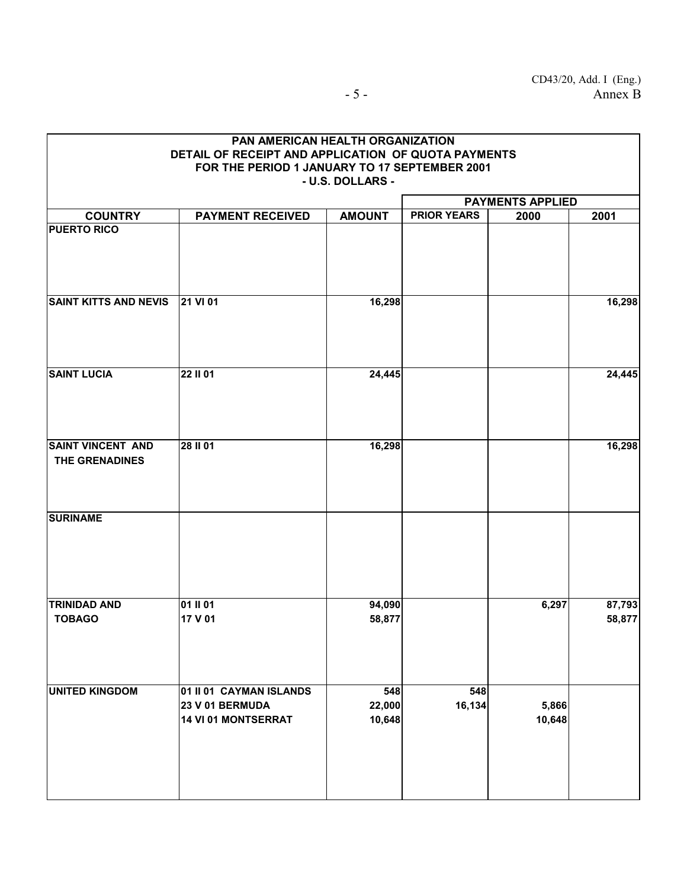| PAN AMERICAN HEALTH ORGANIZATION<br>DETAIL OF RECEIPT AND APPLICATION OF QUOTA PAYMENTS<br>FOR THE PERIOD 1 JANUARY TO 17 SEPTEMBER 2001<br>- U.S. DOLLARS - | | | | | |
|---|---|---|---|---|---|
| | | | PAYMENTS APPLIED | | |
| **COUNTRY** | **PAYMENT RECEIVED** | **AMOUNT** | **PRIOR YEARS** | **2000** | **2001** |
| **PUERTO RICO** | | | | | |
| **SAINT KITTS AND NEVIS** | 21 VI 01 | 16,298 | | | 16,298 |
| **SAINT LUCIA** | 22 II 01 | 24,445 | | | 24,445 |
| **SAINT VINCENT AND THE GRENADINES** | 28 II 01 | 16,298 | | | 16,298 |
| **SURINAME** | | | | | |
| **TRINIDAD AND TOBAGO** | 01 II 01 | 94,090 | | 6,297 | 87,793 |
| | 17 V 01 | 58,877 | | | 58,877 |
| **UNITED KINGDOM** | 01 II 01 CAYMAN ISLANDS | 548 | 548 | | |
| | 23 V 01 BERMUDA | 22,000 | 16,134 | 5,866 | |
| | 14 VI 01 MONTSERRAT | 10,648 | | 10,648 | |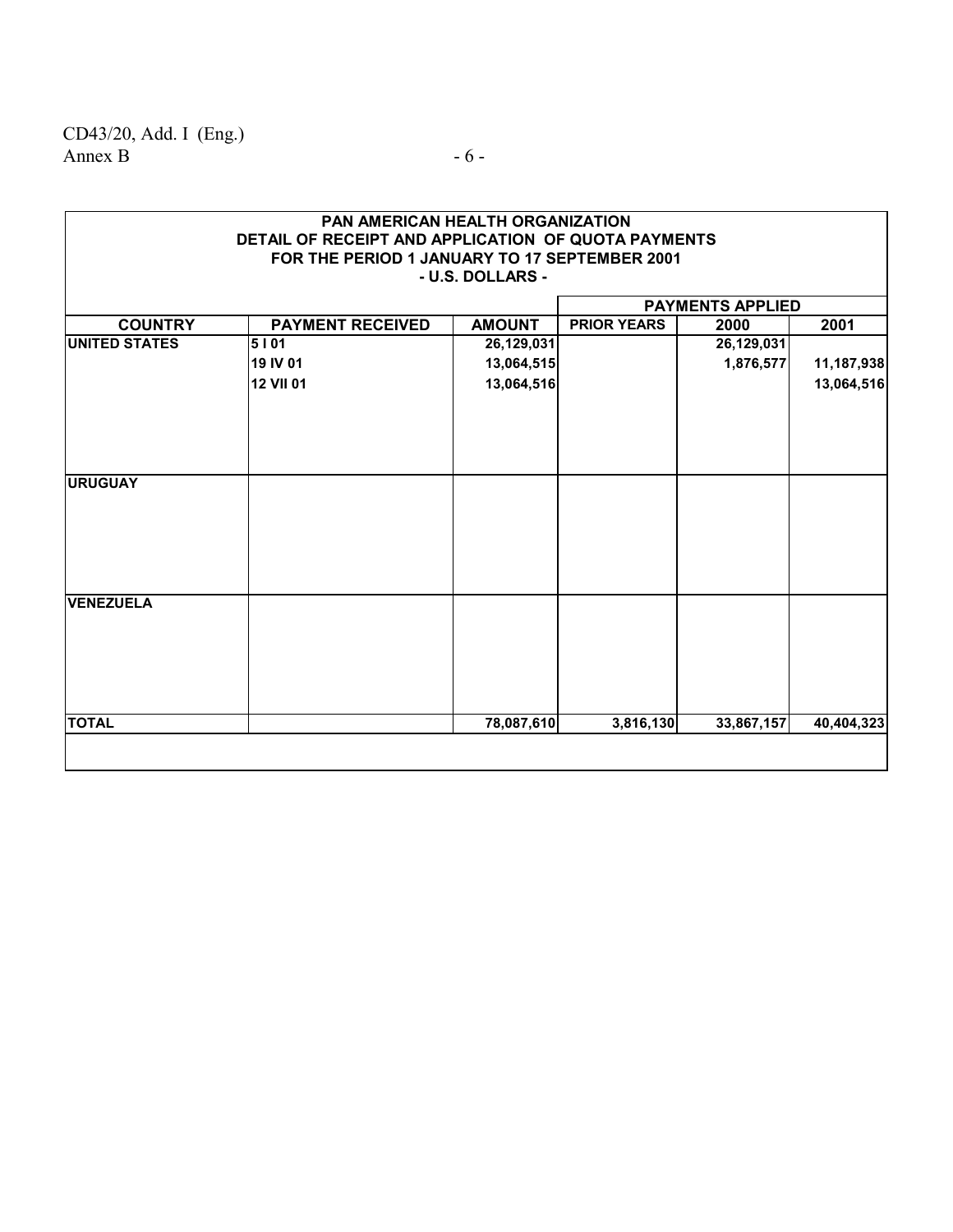**PAN AMERICAN HEALTH ORGANIZATION**
**DETAIL OF RECEIPT AND APPLICATION OF QUOTA PAYMENTS**
**FOR THE PERIOD 1 JANUARY TO 17 SEPTEMBER 2001**
**- U.S. DOLLARS -**

| COUNTRY | PAYMENT RECEIVED | AMOUNT | PAYMENTS APPLIED | | |
|---|---|---|---|---|---|
| | | | PRIOR YEARS | 2000 | 2001 |
| UNITED STATES | 5 I 01 | 26,129,031 | | 26,129,031 | |
| | 19 IV 01 | 13,064,515 | | 1,876,577 | 11,187,938 |
| | 12 VII 01 | 13,064,516 | | | 13,064,516 |
| URUGUAY | | | | | |
| VENEZUELA | | | | | |
| TOTAL | | 78,087,610 | 3,816,130 | 33,867,157 | 40,404,323 |